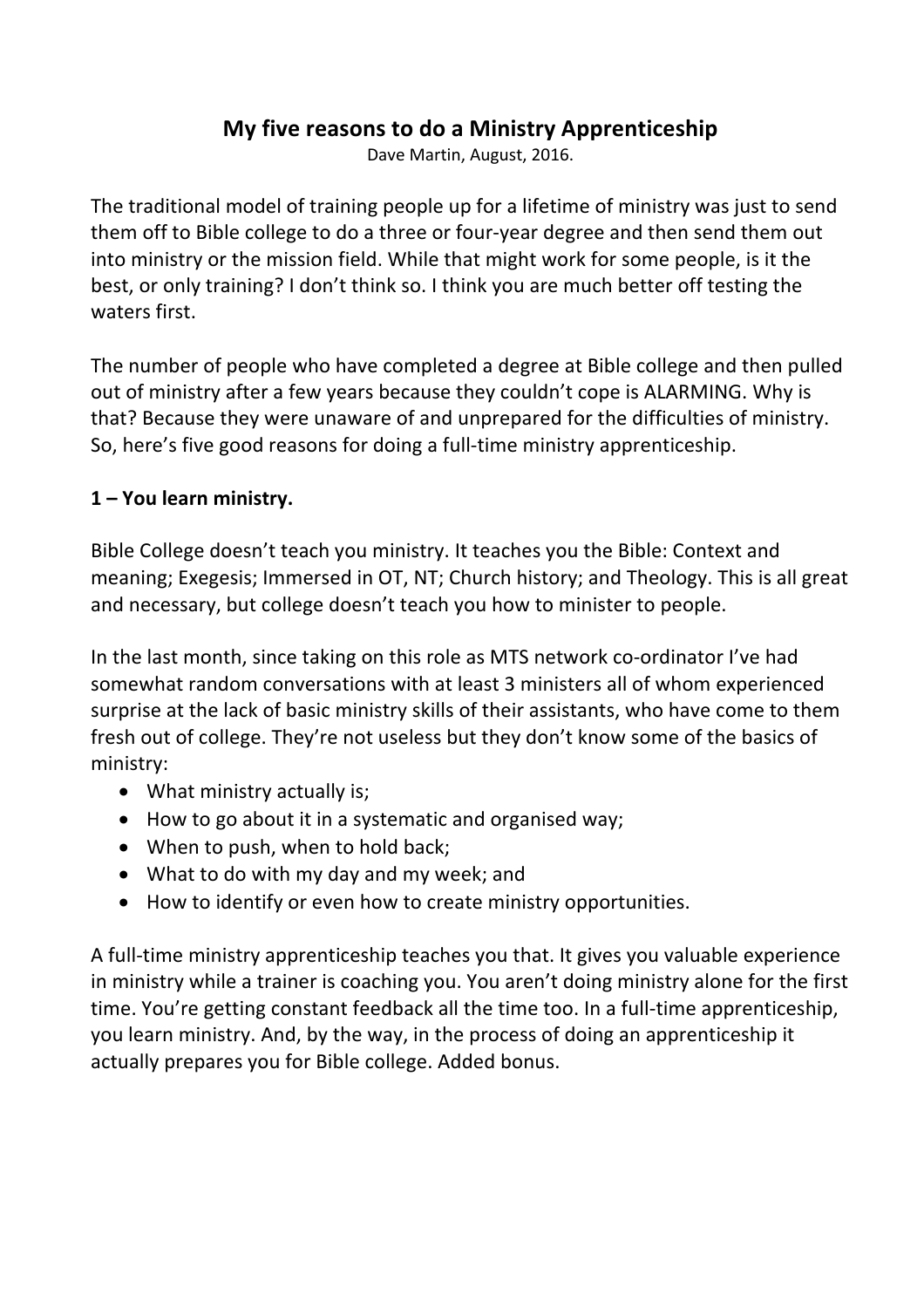# My five reasons to do a Ministry Apprenticeship

Dave Martin, August, 2016.

The traditional model of training people up for a lifetime of ministry was just to send them off to Bible college to do a three or four-year degree and then send them out into ministry or the mission field. While that might work for some people, is it the best, or only training? I don't think so. I think you are much better off testing the waters first.

The number of people who have completed a degree at Bible college and then pulled out of ministry after a few years because they couldn't cope is ALARMING. Why is that? Because they were unaware of and unprepared for the difficulties of ministry. So, here's five good reasons for doing a full-time ministry apprenticeship.

## 1 – You learn ministry.

Bible College doesn't teach you ministry. It teaches you the Bible: Context and meaning; Exegesis; Immersed in OT, NT; Church history; and Theology. This is all great and necessary, but college doesn't teach you how to minister to people.

In the last month, since taking on this role as MTS network co-ordinator I've had somewhat random conversations with at least 3 ministers all of whom experienced surprise at the lack of basic ministry skills of their assistants, who have come to them fresh out of college. They're not useless but they don't know some of the basics of ministry:

- What ministry actually is;
- How to go about it in a systematic and organised way;
- When to push, when to hold back;
- What to do with my day and my week; and
- How to identify or even how to create ministry opportunities.

A full-time ministry apprenticeship teaches you that. It gives you valuable experience in ministry while a trainer is coaching you. You aren't doing ministry alone for the first time. You're getting constant feedback all the time too. In a full-time apprenticeship, you learn ministry. And, by the way, in the process of doing an apprenticeship it actually prepares you for Bible college. Added bonus.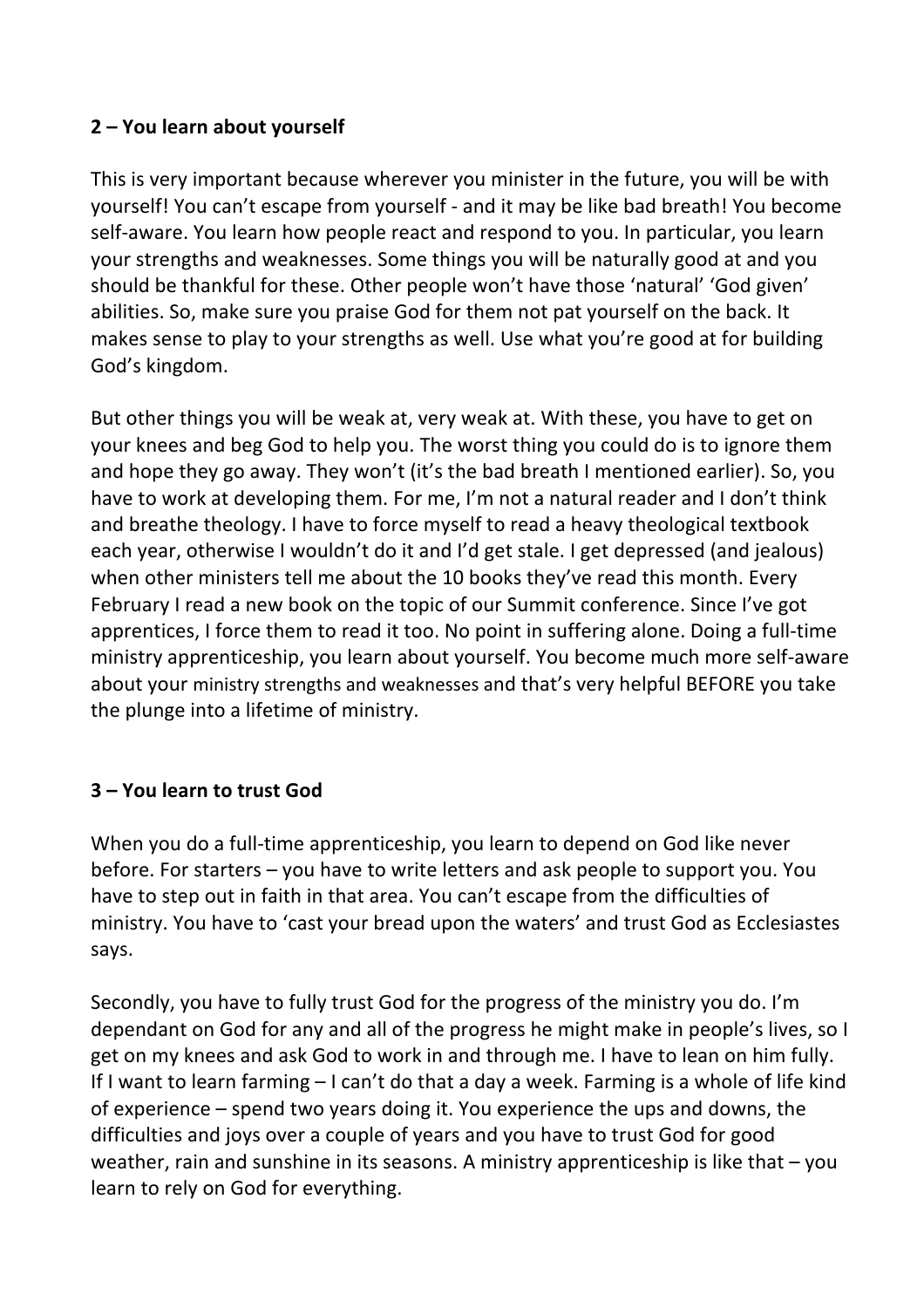**2 – You learn about yourself**

This is very important because wherever you minister in the future, you will be with yourself! You can't escape from yourself - and it may be like bad breath! You become self-aware. You learn how people react and respond to you. In particular, you learn your strengths and weaknesses. Some things you will be naturally good at and you should be thankful for these. Other people won't have those 'natural' 'God given' abilities. So, make sure you praise God for them not pat yourself on the back. It makes sense to play to your strengths as well. Use what you're good at for building God's kingdom.

But other things you will be weak at, very weak at. With these, you have to get on your knees and beg God to help you. The worst thing you could do is to ignore them and hope they go away. They won't (it's the bad breath I mentioned earlier). So, you have to work at developing them. For me, I'm not a natural reader and I don't think and breathe theology. I have to force myself to read a heavy theological textbook each year, otherwise I wouldn't do it and I'd get stale. I get depressed (and jealous) when other ministers tell me about the 10 books they've read this month. Every February I read a new book on the topic of our Summit conference. Since I've got apprentices, I force them to read it too. No point in suffering alone. Doing a full-time ministry apprenticeship, you learn about yourself. You become much more self-aware about your ministry strengths and weaknesses and that's very helpful BEFORE you take the plunge into a lifetime of ministry.

**3 – You learn to trust God**

When you do a full-time apprenticeship, you learn to depend on God like never before. For starters – you have to write letters and ask people to support you. You have to step out in faith in that area. You can't escape from the difficulties of ministry. You have to 'cast your bread upon the waters' and trust God as Ecclesiastes says.

Secondly, you have to fully trust God for the progress of the ministry you do. I'm dependant on God for any and all of the progress he might make in people's lives, so I get on my knees and ask God to work in and through me. I have to lean on him fully. If I want to learn farming – I can't do that a day a week. Farming is a whole of life kind of experience – spend two years doing it. You experience the ups and downs, the difficulties and joys over a couple of years and you have to trust God for good weather, rain and sunshine in its seasons. A ministry apprenticeship is like that – you learn to rely on God for everything.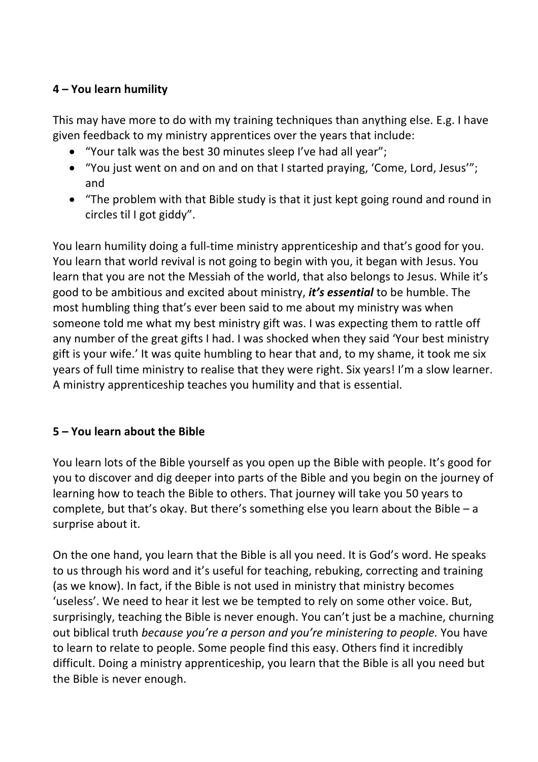**4 – You learn humility**

This may have more to do with my training techniques than anything else. E.g. I have given feedback to my ministry apprentices over the years that include:

- "Your talk was the best 30 minutes sleep I've had all year";
- "You just went on and on and on that I started praying, 'Come, Lord, Jesus'"; and
- "The problem with that Bible study is that it just kept going round and round in circles til I got giddy".

You learn humility doing a full-time ministry apprenticeship and that's good for you. You learn that world revival is not going to begin with you, it began with Jesus. You learn that you are not the Messiah of the world, that also belongs to Jesus. While it's good to be ambitious and excited about ministry, ***it's essential*** to be humble. The most humbling thing that's ever been said to me about my ministry was when someone told me what my best ministry gift was. I was expecting them to rattle off any number of the great gifts I had. I was shocked when they said 'Your best ministry gift is your wife.' It was quite humbling to hear that and, to my shame, it took me six years of full time ministry to realise that they were right. Six years! I'm a slow learner. A ministry apprenticeship teaches you humility and that is essential.

**5 – You learn about the Bible**

You learn lots of the Bible yourself as you open up the Bible with people. It's good for you to discover and dig deeper into parts of the Bible and you begin on the journey of learning how to teach the Bible to others. That journey will take you 50 years to complete, but that's okay. But there's something else you learn about the Bible – a surprise about it.

On the one hand, you learn that the Bible is all you need. It is God's word. He speaks to us through his word and it's useful for teaching, rebuking, correcting and training (as we know). In fact, if the Bible is not used in ministry that ministry becomes 'useless'. We need to hear it lest we be tempted to rely on some other voice. But, surprisingly, teaching the Bible is never enough. You can't just be a machine, churning out biblical truth *because you're a person and you're ministering to people.* You have to learn to relate to people. Some people find this easy. Others find it incredibly difficult. Doing a ministry apprenticeship, you learn that the Bible is all you need but the Bible is never enough.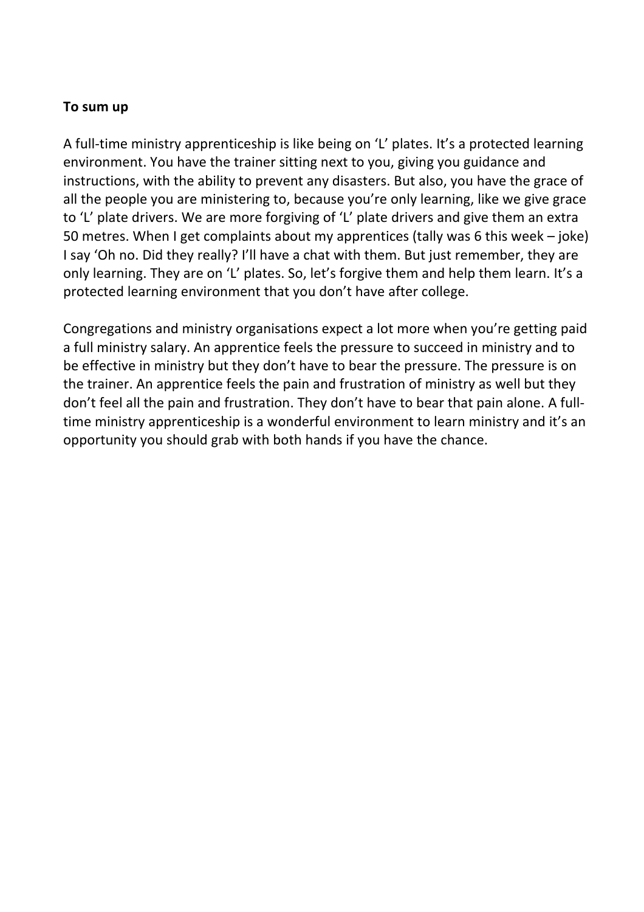**To sum up**

A full-time ministry apprenticeship is like being on 'L' plates. It's a protected learning environment. You have the trainer sitting next to you, giving you guidance and instructions, with the ability to prevent any disasters. But also, you have the grace of all the people you are ministering to, because you're only learning, like we give grace to 'L' plate drivers. We are more forgiving of 'L' plate drivers and give them an extra 50 metres. When I get complaints about my apprentices (tally was 6 this week – joke) I say 'Oh no. Did they really? I'll have a chat with them. But just remember, they are only learning. They are on 'L' plates. So, let's forgive them and help them learn. It's a protected learning environment that you don't have after college.

Congregations and ministry organisations expect a lot more when you're getting paid a full ministry salary. An apprentice feels the pressure to succeed in ministry and to be effective in ministry but they don't have to bear the pressure. The pressure is on the trainer. An apprentice feels the pain and frustration of ministry as well but they don't feel all the pain and frustration. They don't have to bear that pain alone. A full-time ministry apprenticeship is a wonderful environment to learn ministry and it's an opportunity you should grab with both hands if you have the chance.